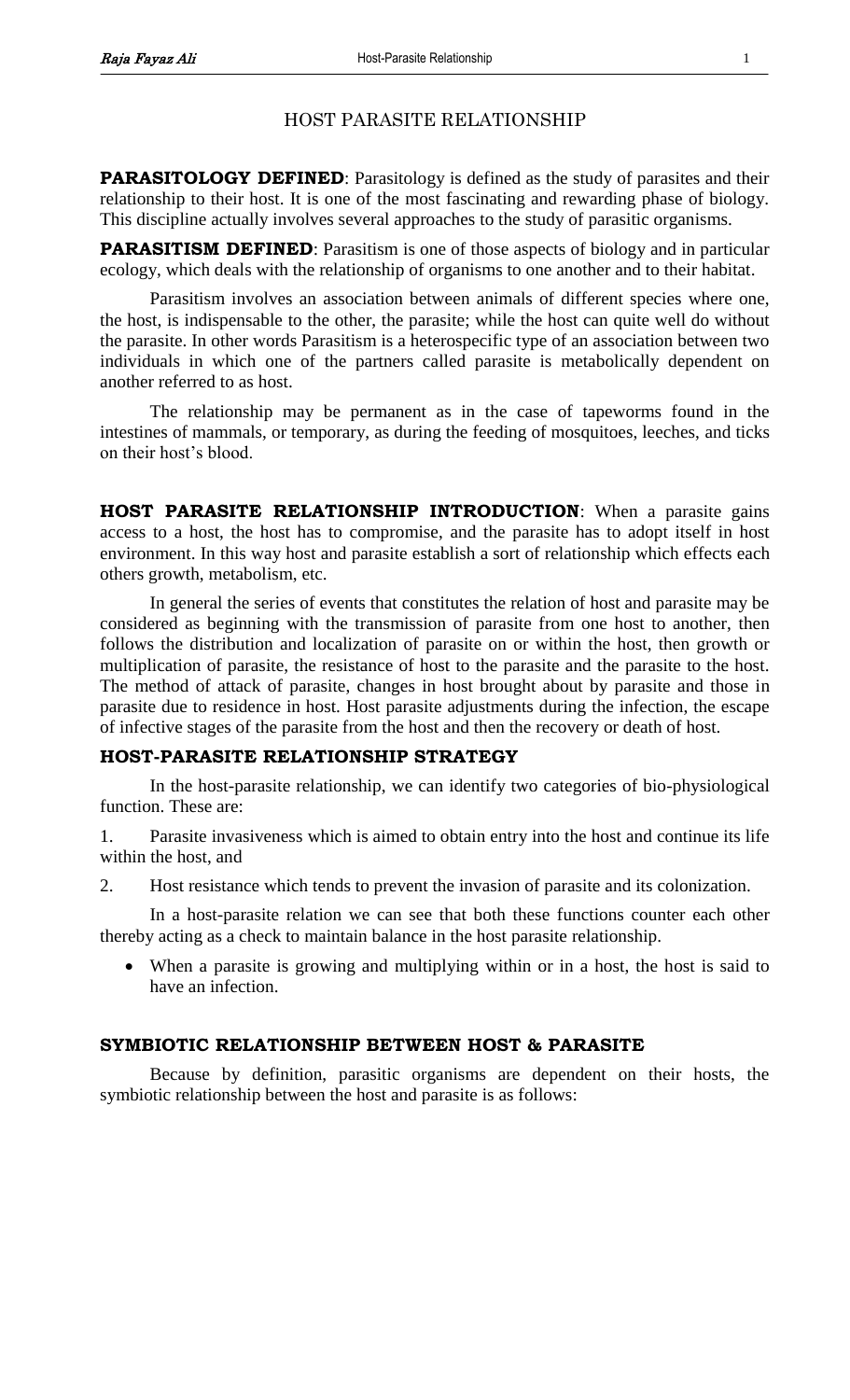# HOST PARASITE RELATIONSHIP

**PARASITOLOGY DEFINED**: Parasitology is defined as the study of parasites and their relationship to their host. It is one of the most fascinating and rewarding phase of biology. This discipline actually involves several approaches to the study of parasitic organisms.

**PARASITISM DEFINED**: Parasitism is one of those aspects of biology and in particular ecology, which deals with the relationship of organisms to one another and to their habitat.

Parasitism involves an association between animals of different species where one, the host, is indispensable to the other, the parasite; while the host can quite well do without the parasite. In other words Parasitism is a heterospecific type of an association between two individuals in which one of the partners called parasite is metabolically dependent on another referred to as host.

The relationship may be permanent as in the case of tapeworms found in the intestines of mammals, or temporary, as during the feeding of mosquitoes, leeches, and ticks on their host's blood.

**HOST PARASITE RELATIONSHIP INTRODUCTION**: When a parasite gains access to a host, the host has to compromise, and the parasite has to adopt itself in host environment. In this way host and parasite establish a sort of relationship which effects each others growth, metabolism, etc.

In general the series of events that constitutes the relation of host and parasite may be considered as beginning with the transmission of parasite from one host to another, then follows the distribution and localization of parasite on or within the host, then growth or multiplication of parasite, the resistance of host to the parasite and the parasite to the host. The method of attack of parasite, changes in host brought about by parasite and those in parasite due to residence in host. Host parasite adjustments during the infection, the escape of infective stages of the parasite from the host and then the recovery or death of host.

## HOST-PARASITE RELATIONSHIP STRATEGY

In the host-parasite relationship, we can identify two categories of bio-physiological function. These are:

1. Parasite invasiveness which is aimed to obtain entry into the host and continue its life within the host, and
2. Host resistance which tends to prevent the invasion of parasite and its colonization.

In a host-parasite relation we can see that both these functions counter each other thereby acting as a check to maintain balance in the host parasite relationship.

- When a parasite is growing and multiplying within or in a host, the host is said to have an infection.

## SYMBIOTIC RELATIONSHIP BETWEEN HOST & PARASITE

Because by definition, parasitic organisms are dependent on their hosts, the symbiotic relationship between the host and parasite is as follows: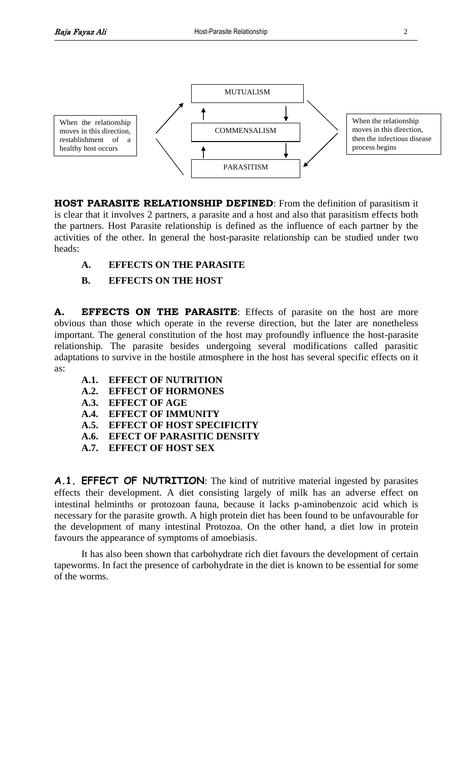MUTUALISM

COMMENSALISM

PARASITISM

When the relationship moves in this direction, restablishment of a healthy host occurs

When the relationship moves in this direction, then the infectious disease process begins

**HOST PARASITE RELATIONSHIP DEFINED**: From the definition of parasitism it is clear that it involves 2 partners, a parasite and a host and also that parasitism effects both the partners. Host Parasite relationship is defined as the influence of each partner by the activities of the other. In general the host-parasite relationship can be studied under two heads:

- **A. EFFECTS ON THE PARASITE**
- **B. EFFECTS ON THE HOST**

**A. EFFECTS ON THE PARASITE**: Effects of parasite on the host are more obvious than those which operate in the reverse direction, but the later are nonetheless important. The general constitution of the host may profoundly influence the host-parasite relationship. The parasite besides undergoing several modifications called parasitic adaptations to survive in the hostile atmosphere in the host has several specific effects on it as:

- **A.1. EFFECT OF NUTRITION**
- **A.2. EFFECT OF HORMONES**
- **A.3. EFFECT OF AGE**
- **A.4. EFFECT OF IMMUNITY**
- **A.5. EFFECT OF HOST SPECIFICITY**
- **A.6. EFECT OF PARASITIC DENSITY**
- **A.7. EFFECT OF HOST SEX**

**A.1. EFFECT OF NUTRITION**: The kind of nutritive material ingested by parasites effects their development. A diet consisting largely of milk has an adverse effect on intestinal helminths or protozoan fauna, because it lacks p-aminobenzoic acid which is necessary for the parasite growth. A high protein diet has been found to be unfavourable for the development of many intestinal Protozoa. On the other hand, a diet low in protein favours the appearance of symptoms of amoebiasis.

It has also been shown that carbohydrate rich diet favours the development of certain tapeworms. In fact the presence of carbohydrate in the diet is known to be essential for some of the worms.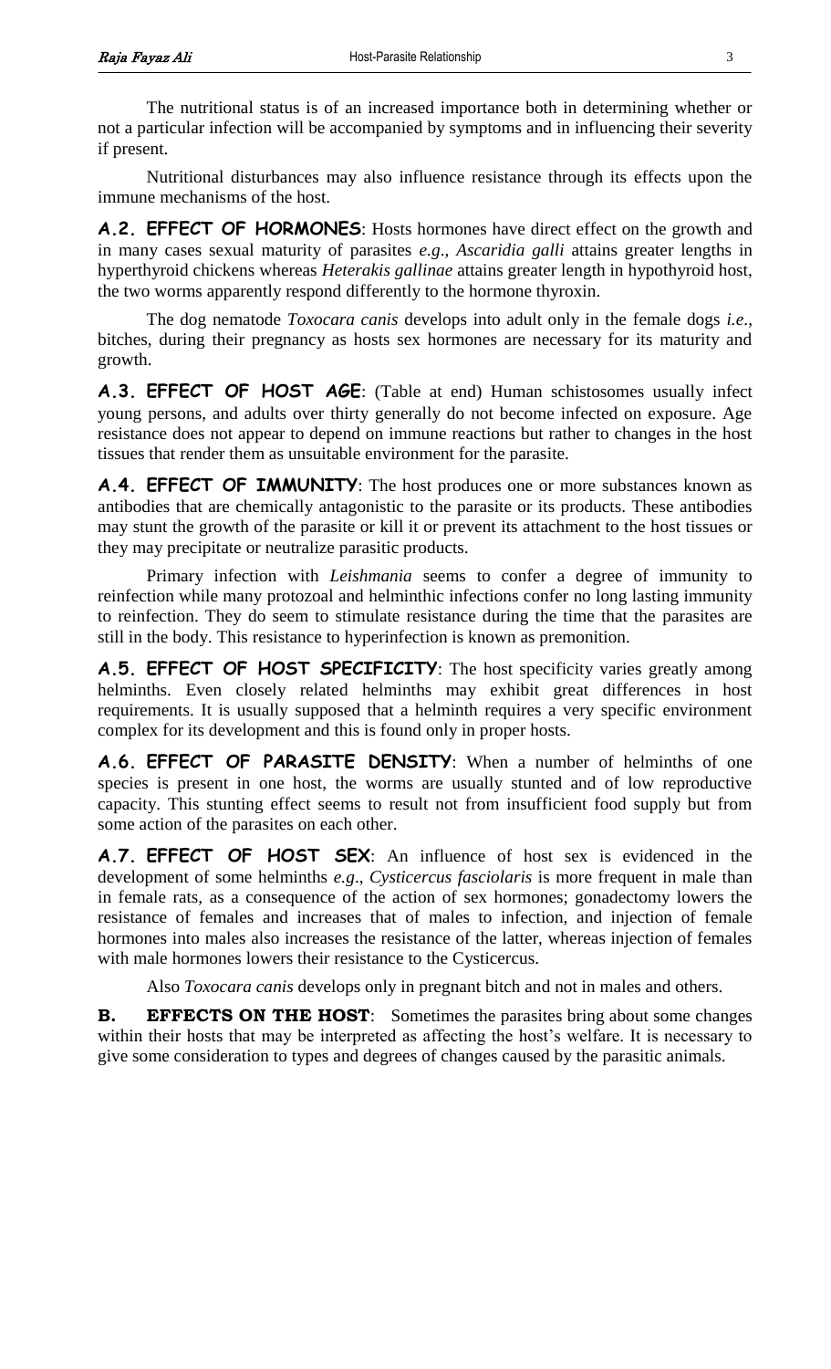The nutritional status is of an increased importance both in determining whether or not a particular infection will be accompanied by symptoms and in influencing their severity if present.

Nutritional disturbances may also influence resistance through its effects upon the immune mechanisms of the host.

**A.2. EFFECT OF HORMONES**: Hosts hormones have direct effect on the growth and in many cases sexual maturity of parasites *e.g*., *Ascaridia galli* attains greater lengths in hyperthyroid chickens whereas *Heterakis gallinae* attains greater length in hypothyroid host, the two worms apparently respond differently to the hormone thyroxin.

The dog nematode *Toxocara canis* develops into adult only in the female dogs *i.e*., bitches, during their pregnancy as hosts sex hormones are necessary for its maturity and growth.

**A.3. EFFECT OF HOST AGE**: (Table at end) Human schistosomes usually infect young persons, and adults over thirty generally do not become infected on exposure. Age resistance does not appear to depend on immune reactions but rather to changes in the host tissues that render them as unsuitable environment for the parasite.

**A.4. EFFECT OF IMMUNITY**: The host produces one or more substances known as antibodies that are chemically antagonistic to the parasite or its products. These antibodies may stunt the growth of the parasite or kill it or prevent its attachment to the host tissues or they may precipitate or neutralize parasitic products.

Primary infection with *Leishmania* seems to confer a degree of immunity to reinfection while many protozoal and helminthic infections confer no long lasting immunity to reinfection. They do seem to stimulate resistance during the time that the parasites are still in the body. This resistance to hyperinfection is known as premonition.

**A.5. EFFECT OF HOST SPECIFICITY**: The host specificity varies greatly among helminths. Even closely related helminths may exhibit great differences in host requirements. It is usually supposed that a helminth requires a very specific environment complex for its development and this is found only in proper hosts.

**A.6. EFFECT OF PARASITE DENSITY**: When a number of helminths of one species is present in one host, the worms are usually stunted and of low reproductive capacity. This stunting effect seems to result not from insufficient food supply but from some action of the parasites on each other.

**A.7. EFFECT OF HOST SEX**: An influence of host sex is evidenced in the development of some helminths *e.g*., *Cysticercus fasciolaris* is more frequent in male than in female rats, as a consequence of the action of sex hormones; gonadectomy lowers the resistance of females and increases that of males to infection, and injection of female hormones into males also increases the resistance of the latter, whereas injection of females with male hormones lowers their resistance to the Cysticercus.

Also *Toxocara canis* develops only in pregnant bitch and not in males and others.

**B. EFFECTS ON THE HOST**: Sometimes the parasites bring about some changes within their hosts that may be interpreted as affecting the host's welfare. It is necessary to give some consideration to types and degrees of changes caused by the parasitic animals.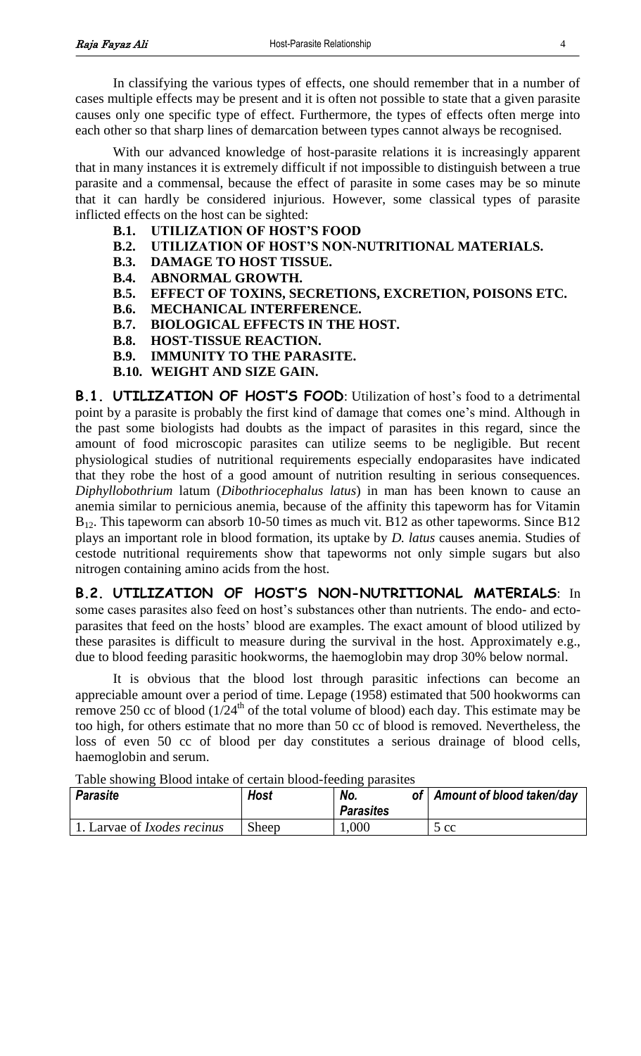In classifying the various types of effects, one should remember that in a number of cases multiple effects may be present and it is often not possible to state that a given parasite causes only one specific type of effect. Furthermore, the types of effects often merge into each other so that sharp lines of demarcation between types cannot always be recognised.

With our advanced knowledge of host-parasite relations it is increasingly apparent that in many instances it is extremely difficult if not impossible to distinguish between a true parasite and a commensal, because the effect of parasite in some cases may be so minute that it can hardly be considered injurious. However, some classical types of parasite inflicted effects on the host can be sighted:

- **B.1. UTILIZATION OF HOST'S FOOD**
- **B.2. UTILIZATION OF HOST'S NON-NUTRITIONAL MATERIALS.**
- **B.3. DAMAGE TO HOST TISSUE.**
- **B.4. ABNORMAL GROWTH.**
- **B.5. EFFECT OF TOXINS, SECRETIONS, EXCRETION, POISONS ETC.**
- **B.6. MECHANICAL INTERFERENCE.**
- **B.7. BIOLOGICAL EFFECTS IN THE HOST.**
- **B.8. HOST-TISSUE REACTION.**
- **B.9. IMMUNITY TO THE PARASITE.**
- **B.10. WEIGHT AND SIZE GAIN.**

**B.1. UTILIZATION OF HOST'S FOOD**: Utilization of host's food to a detrimental point by a parasite is probably the first kind of damage that comes one's mind. Although in the past some biologists had doubts as the impact of parasites in this regard, since the amount of food microscopic parasites can utilize seems to be negligible. But recent physiological studies of nutritional requirements especially endoparasites have indicated that they rob the host of a good amount of nutrition resulting in serious consequences. *Diphyllobothrium* latum (*Dibothriocephalus latus*) in man has been known to cause an anemia similar to pernicious anemia, because of the affinity this tapeworm has for Vitamin $B_{12}$. This tapeworm can absorb 10-50 times as much vit. B12 as other tapeworms. Since B12 plays an important role in blood formation, its uptake by *D. latus* causes anemia. Studies of cestode nutritional requirements show that tapeworms not only simple sugars but also nitrogen containing amino acids from the host.

**B.2. UTILIZATION OF HOST'S NON-NUTRITIONAL MATERIALS**: In some cases parasites also feed on host's substances other than nutrients. The endo- and ecto-parasites that feed on the hosts' blood are examples. The exact amount of blood utilized by these parasites is difficult to measure during the survival in the host. Approximately e.g., due to blood feeding parasitic hookworms, the haemoglobin may drop 30% below normal.

It is obvious that the blood lost through parasitic infections can become an appreciable amount over a period of time. Lepage (1958) estimated that 500 hookworms can remove 250 cc of blood (1/24$^{th}$ of the total volume of blood) each day. This estimate may be too high, for others estimate that no more than 50 cc of blood is removed. Nevertheless, the loss of even 50 cc of blood per day constitutes a serious drainage of blood cells, haemoglobin and serum.

Table showing Blood intake of certain blood-feeding parasites

| *Parasite* | *Host* | *No. of Parasites* | *Amount of blood taken/day* |
|---|---|---|---|
| 1. Larvae of *Ixodes recinus* | Sheep | 1,000 | 5 cc |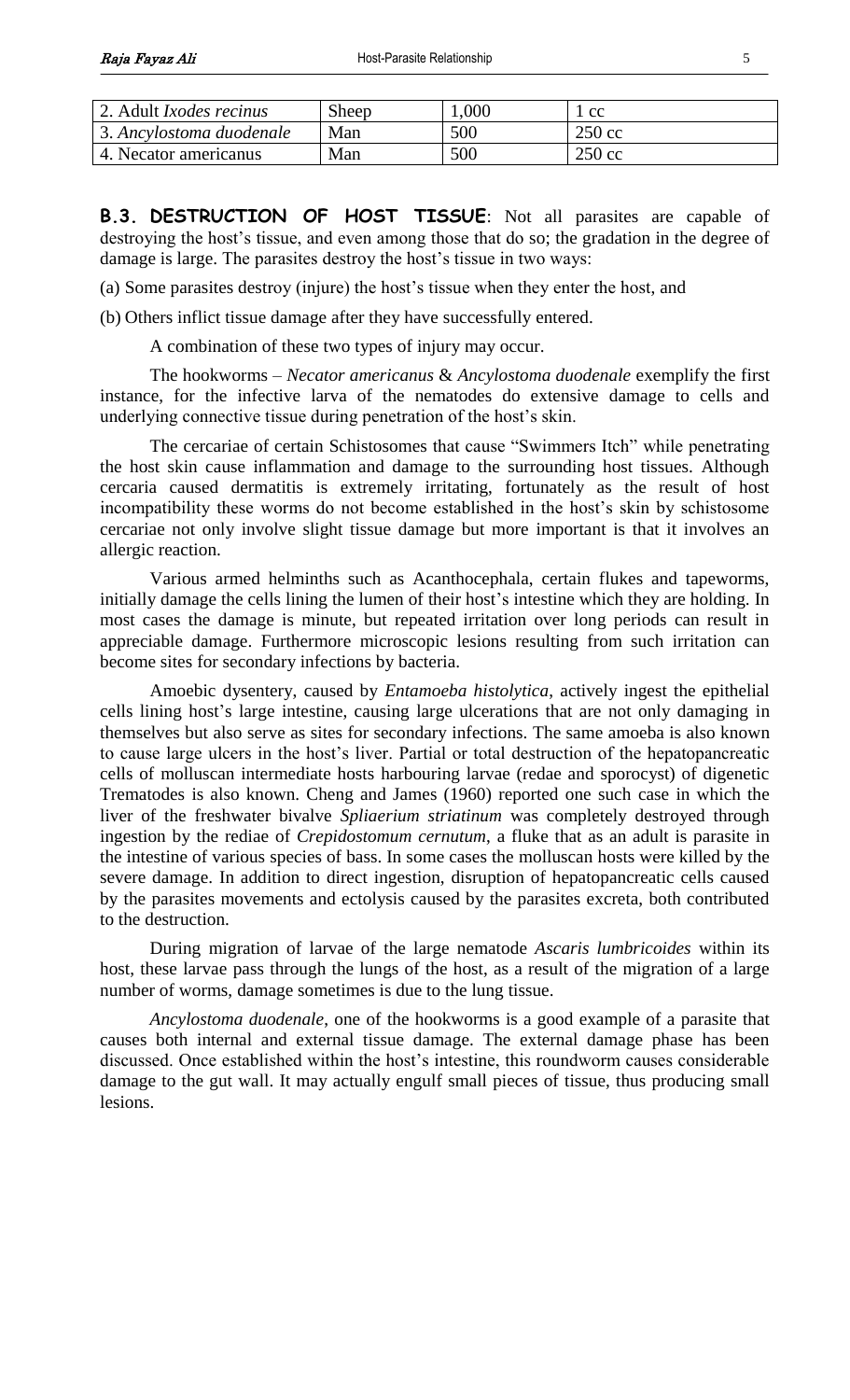| | | | |
|---|---|---|---|
| 2. Adult *Ixodes recinus* | Sheep | 1,000 | 1 cc |
| 3. *Ancylostoma duodenale* | Man | 500 | 250 cc |
| 4. Necator americanus | Man | 500 | 250 cc |

**B.3. DESTRUCTION OF HOST TISSUE**: Not all parasites are capable of destroying the host's tissue, and even among those that do so; the gradation in the degree of damage is large. The parasites destroy the host's tissue in two ways:

(a) Some parasites destroy (injure) the host's tissue when they enter the host, and

(b) Others inflict tissue damage after they have successfully entered.

A combination of these two types of injury may occur.

The hookworms – *Necator americanus* & *Ancylostoma duodenale* exemplify the first instance, for the infective larva of the nematodes do extensive damage to cells and underlying connective tissue during penetration of the host's skin.

The cercariae of certain Schistosomes that cause "Swimmers Itch" while penetrating the host skin cause inflammation and damage to the surrounding host tissues. Although cercaria caused dermatitis is extremely irritating, fortunately as the result of host incompatibility these worms do not become established in the host's skin by schistosome cercariae not only involve slight tissue damage but more important is that it involves an allergic reaction.

Various armed helminths such as Acanthocephala, certain flukes and tapeworms, initially damage the cells lining the lumen of their host's intestine which they are holding. In most cases the damage is minute, but repeated irritation over long periods can result in appreciable damage. Furthermore microscopic lesions resulting from such irritation can become sites for secondary infections by bacteria.

Amoebic dysentery, caused by *Entamoeba histolytica*, actively ingest the epithelial cells lining host's large intestine, causing large ulcerations that are not only damaging in themselves but also serve as sites for secondary infections. The same amoeba is also known to cause large ulcers in the host's liver. Partial or total destruction of the hepatopancreatic cells of molluscan intermediate hosts harbouring larvae (redae and sporocyst) of digenetic Trematodes is also known. Cheng and James (1960) reported one such case in which the liver of the freshwater bivalve *Spliaerium striatinum* was completely destroyed through ingestion by the rediae of *Crepidostomum cernutum*, a fluke that as an adult is parasite in the intestine of various species of bass. In some cases the molluscan hosts were killed by the severe damage. In addition to direct ingestion, disruption of hepatopancreatic cells caused by the parasites movements and ectolysis caused by the parasites excreta, both contributed to the destruction.

During migration of larvae of the large nematode *Ascaris lumbricoides* within its host, these larvae pass through the lungs of the host, as a result of the migration of a large number of worms, damage sometimes is due to the lung tissue.

*Ancylostoma duodenale*, one of the hookworms is a good example of a parasite that causes both internal and external tissue damage. The external damage phase has been discussed. Once established within the host's intestine, this roundworm causes considerable damage to the gut wall. It may actually engulf small pieces of tissue, thus producing small lesions.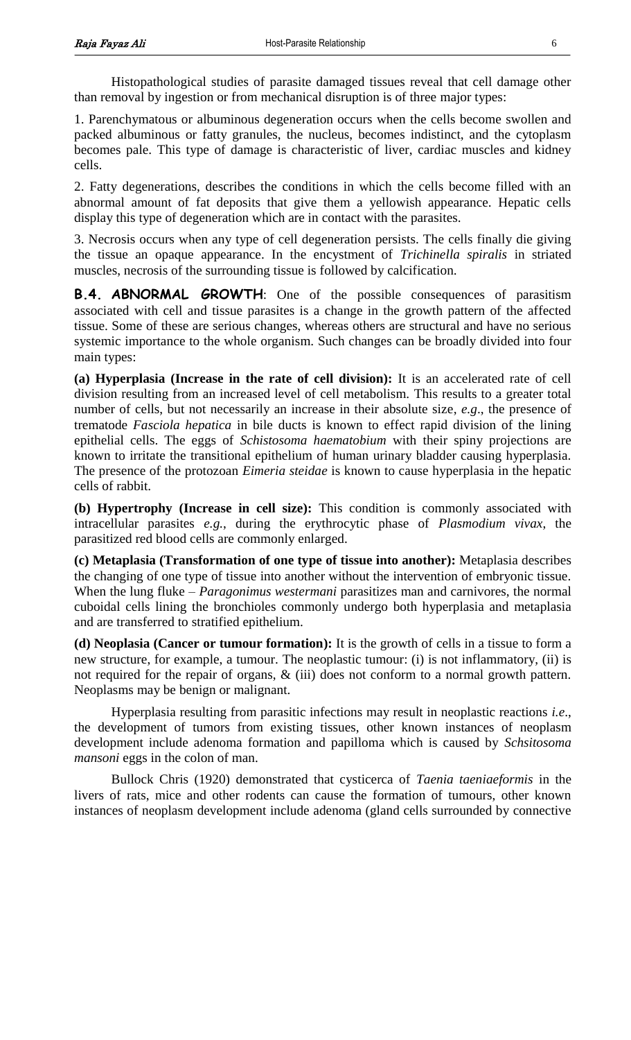Histopathological studies of parasite damaged tissues reveal that cell damage other than removal by ingestion or from mechanical disruption is of three major types:

1. Parenchymatous or albuminous degeneration occurs when the cells become swollen and packed albuminous or fatty granules, the nucleus, becomes indistinct, and the cytoplasm becomes pale. This type of damage is characteristic of liver, cardiac muscles and kidney cells.

2. Fatty degenerations, describes the conditions in which the cells become filled with an abnormal amount of fat deposits that give them a yellowish appearance. Hepatic cells display this type of degeneration which are in contact with the parasites.

3. Necrosis occurs when any type of cell degeneration persists. The cells finally die giving the tissue an opaque appearance. In the encystment of *Trichinella spiralis* in striated muscles, necrosis of the surrounding tissue is followed by calcification.

**B.4. ABNORMAL GROWTH**: One of the possible consequences of parasitism associated with cell and tissue parasites is a change in the growth pattern of the affected tissue. Some of these are serious changes, whereas others are structural and have no serious systemic importance to the whole organism. Such changes can be broadly divided into four main types:

**(a) Hyperplasia (Increase in the rate of cell division):** It is an accelerated rate of cell division resulting from an increased level of cell metabolism. This results to a greater total number of cells, but not necessarily an increase in their absolute size, *e.g*., the presence of trematode *Fasciola hepatica* in bile ducts is known to effect rapid division of the lining epithelial cells. The eggs of *Schistosoma haematobium* with their spiny projections are known to irritate the transitional epithelium of human urinary bladder causing hyperplasia. The presence of the protozoan *Eimeria steidae* is known to cause hyperplasia in the hepatic cells of rabbit.

**(b) Hypertrophy (Increase in cell size):** This condition is commonly associated with intracellular parasites *e.g.*, during the erythrocytic phase of *Plasmodium vivax*, the parasitized red blood cells are commonly enlarged.

**(c) Metaplasia (Transformation of one type of tissue into another):** Metaplasia describes the changing of one type of tissue into another without the intervention of embryonic tissue. When the lung fluke – *Paragonimus westermani* parasitizes man and carnivores, the normal cuboidal cells lining the bronchioles commonly undergo both hyperplasia and metaplasia and are transferred to stratified epithelium.

**(d) Neoplasia (Cancer or tumour formation):** It is the growth of cells in a tissue to form a new structure, for example, a tumour. The neoplastic tumour: (i) is not inflammatory, (ii) is not required for the repair of organs, & (iii) does not conform to a normal growth pattern. Neoplasms may be benign or malignant.

Hyperplasia resulting from parasitic infections may result in neoplastic reactions *i.e*., the development of tumors from existing tissues, other known instances of neoplasm development include adenoma formation and papilloma which is caused by *Schsitosoma mansoni* eggs in the colon of man.

Bullock Chris (1920) demonstrated that cysticerca of *Taenia taeniaeformis* in the livers of rats, mice and other rodents can cause the formation of tumours, other known instances of neoplasm development include adenoma (gland cells surrounded by connective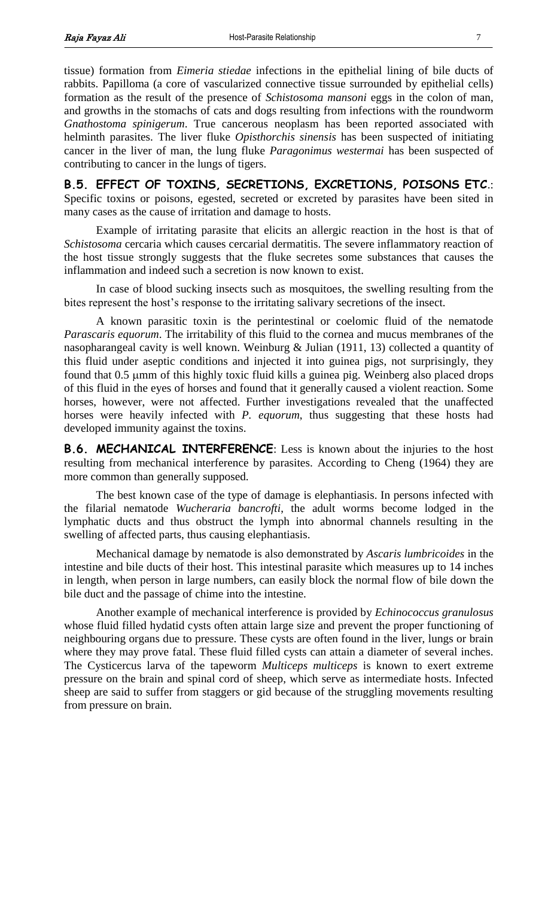tissue) formation from *Eimeria stiedae* infections in the epithelial lining of bile ducts of rabbits. Papilloma (a core of vascularized connective tissue surrounded by epithelial cells) formation as the result of the presence of *Schistosoma mansoni* eggs in the colon of man, and growths in the stomachs of cats and dogs resulting from infections with the roundworm *Gnathostoma spinigerum*. True cancerous neoplasm has been reported associated with helminth parasites. The liver fluke *Opisthorchis sinensis* has been suspected of initiating cancer in the liver of man, the lung fluke *Paragonimus westermai* has been suspected of contributing to cancer in the lungs of tigers.

**B.5. EFFECT OF TOXINS, SECRETIONS, EXCRETIONS, POISONS ETC.**: Specific toxins or poisons, egested, secreted or excreted by parasites have been sited in many cases as the cause of irritation and damage to hosts.

Example of irritating parasite that elicits an allergic reaction in the host is that of *Schistosoma* cercaria which causes cercarial dermatitis. The severe inflammatory reaction of the host tissue strongly suggests that the fluke secretes some substances that causes the inflammation and indeed such a secretion is now known to exist.

In case of blood sucking insects such as mosquitoes, the swelling resulting from the bites represent the host's response to the irritating salivary secretions of the insect.

A known parasitic toxin is the perintestinal or coelomic fluid of the nematode *Parascaris equorum*. The irritability of this fluid to the cornea and mucus membranes of the nasopharangeal cavity is well known. Weinburg & Julian (1911, 13) collected a quantity of this fluid under aseptic conditions and injected it into guinea pigs, not surprisingly, they found that 0.5 μmm of this highly toxic fluid kills a guinea pig. Weinberg also placed drops of this fluid in the eyes of horses and found that it generally caused a violent reaction. Some horses, however, were not affected. Further investigations revealed that the unaffected horses were heavily infected with *P. equorum*, thus suggesting that these hosts had developed immunity against the toxins.

**B.6. MECHANICAL INTERFERENCE**: Less is known about the injuries to the host resulting from mechanical interference by parasites. According to Cheng (1964) they are more common than generally supposed.

The best known case of the type of damage is elephantiasis. In persons infected with the filarial nematode *Wucheraria bancrofti*, the adult worms become lodged in the lymphatic ducts and thus obstruct the lymph into abnormal channels resulting in the swelling of affected parts, thus causing elephantiasis.

Mechanical damage by nematode is also demonstrated by *Ascaris lumbricoides* in the intestine and bile ducts of their host. This intestinal parasite which measures up to 14 inches in length, when person in large numbers, can easily block the normal flow of bile down the bile duct and the passage of chime into the intestine.

Another example of mechanical interference is provided by *Echinococcus granulosus* whose fluid filled hydatid cysts often attain large size and prevent the proper functioning of neighbouring organs due to pressure. These cysts are often found in the liver, lungs or brain where they may prove fatal. These fluid filled cysts can attain a diameter of several inches. The Cysticercus larva of the tapeworm *Multiceps multiceps* is known to exert extreme pressure on the brain and spinal cord of sheep, which serve as intermediate hosts. Infected sheep are said to suffer from staggers or gid because of the struggling movements resulting from pressure on brain.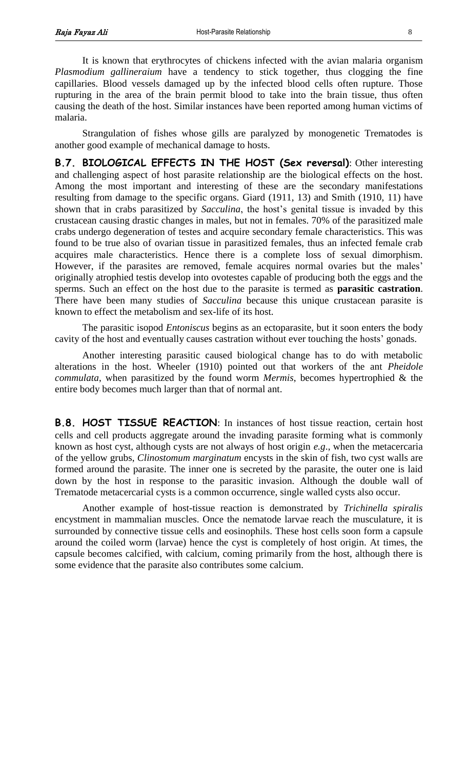It is known that erythrocytes of chickens infected with the avian malaria organism *Plasmodium gallineraium* have a tendency to stick together, thus clogging the fine capillaries. Blood vessels damaged up by the infected blood cells often rupture. Those rupturing in the area of the brain permit blood to take into the brain tissue, thus often causing the death of the host. Similar instances have been reported among human victims of malaria.

Strangulation of fishes whose gills are paralyzed by monogenetic Trematodes is another good example of mechanical damage to hosts.

**B.7. BIOLOGICAL EFFECTS IN THE HOST (Sex reversal)**: Other interesting and challenging aspect of host parasite relationship are the biological effects on the host. Among the most important and interesting of these are the secondary manifestations resulting from damage to the specific organs. Giard (1911, 13) and Smith (1910, 11) have shown that in crabs parasitized by *Sacculina*, the host's genital tissue is invaded by this crustacean causing drastic changes in males, but not in females. 70% of the parasitized male crabs undergo degeneration of testes and acquire secondary female characteristics. This was found to be true also of ovarian tissue in parasitized females, thus an infected female crab acquires male characteristics. Hence there is a complete loss of sexual dimorphism. However, if the parasites are removed, female acquires normal ovaries but the males' originally atrophied testis develop into ovotestes capable of producing both the eggs and the sperms. Such an effect on the host due to the parasite is termed as **parasitic castration**. There have been many studies of *Sacculina* because this unique crustacean parasite is known to effect the metabolism and sex-life of its host.

The parasitic isopod *Entoniscus* begins as an ectoparasite, but it soon enters the body cavity of the host and eventually causes castration without ever touching the hosts' gonads.

Another interesting parasitic caused biological change has to do with metabolic alterations in the host. Wheeler (1910) pointed out that workers of the ant *Pheidole commulata*, when parasitized by the found worm *Mermis*, becomes hypertrophied & the entire body becomes much larger than that of normal ant.

**B.8. HOST TISSUE REACTION**: In instances of host tissue reaction, certain host cells and cell products aggregate around the invading parasite forming what is commonly known as host cyst, although cysts are not always of host origin *e.g*., when the metacercaria of the yellow grubs, *Clinostomum marginatum* encysts in the skin of fish, two cyst walls are formed around the parasite. The inner one is secreted by the parasite, the outer one is laid down by the host in response to the parasitic invasion. Although the double wall of Trematode metacercarial cysts is a common occurrence, single walled cysts also occur.

Another example of host-tissue reaction is demonstrated by *Trichinella spiralis* encystment in mammalian muscles. Once the nematode larvae reach the musculature, it is surrounded by connective tissue cells and eosinophils. These host cells soon form a capsule around the coiled worm (larvae) hence the cyst is completely of host origin. At times, the capsule becomes calcified, with calcium, coming primarily from the host, although there is some evidence that the parasite also contributes some calcium.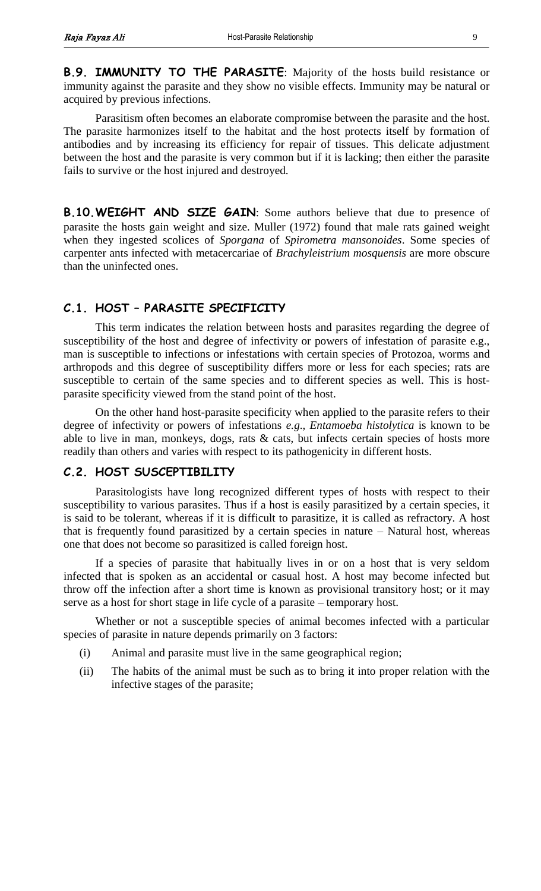**B.9. IMMUNITY TO THE PARASITE**: Majority of the hosts build resistance or immunity against the parasite and they show no visible effects. Immunity may be natural or acquired by previous infections.

Parasitism often becomes an elaborate compromise between the parasite and the host. The parasite harmonizes itself to the habitat and the host protects itself by formation of antibodies and by increasing its efficiency for repair of tissues. This delicate adjustment between the host and the parasite is very common but if it is lacking; then either the parasite fails to survive or the host injured and destroyed.

**B.10.WEIGHT AND SIZE GAIN**: Some authors believe that due to presence of parasite the hosts gain weight and size. Muller (1972) found that male rats gained weight when they ingested scolices of *Sporgana* of *Spirometra mansonoides*. Some species of carpenter ants infected with metacercariae of *Brachyleistrium mosquensis* are more obscure than the uninfected ones.

## C.1. HOST – PARASITE SPECIFICITY

This term indicates the relation between hosts and parasites regarding the degree of susceptibility of the host and degree of infectivity or powers of infestation of parasite e.g., man is susceptible to infections or infestations with certain species of Protozoa, worms and arthropods and this degree of susceptibility differs more or less for each species; rats are susceptible to certain of the same species and to different species as well. This is host-parasite specificity viewed from the stand point of the host.

On the other hand host-parasite specificity when applied to the parasite refers to their degree of infectivity or powers of infestations *e.g*., *Entamoeba histolytica* is known to be able to live in man, monkeys, dogs, rats & cats, but infects certain species of hosts more readily than others and varies with respect to its pathogenicity in different hosts.

## C.2. HOST SUSCEPTIBILITY

Parasitologists have long recognized different types of hosts with respect to their susceptibility to various parasites. Thus if a host is easily parasitized by a certain species, it is said to be tolerant, whereas if it is difficult to parasitize, it is called as refractory. A host that is frequently found parasitized by a certain species in nature – Natural host, whereas one that does not become so parasitized is called foreign host.

If a species of parasite that habitually lives in or on a host that is very seldom infected that is spoken as an accidental or casual host. A host may become infected but throw off the infection after a short time is known as provisional transitory host; or it may serve as a host for short stage in life cycle of a parasite – temporary host.

Whether or not a susceptible species of animal becomes infected with a particular species of parasite in nature depends primarily on 3 factors:

(i) Animal and parasite must live in the same geographical region;

(ii) The habits of the animal must be such as to bring it into proper relation with the infective stages of the parasite;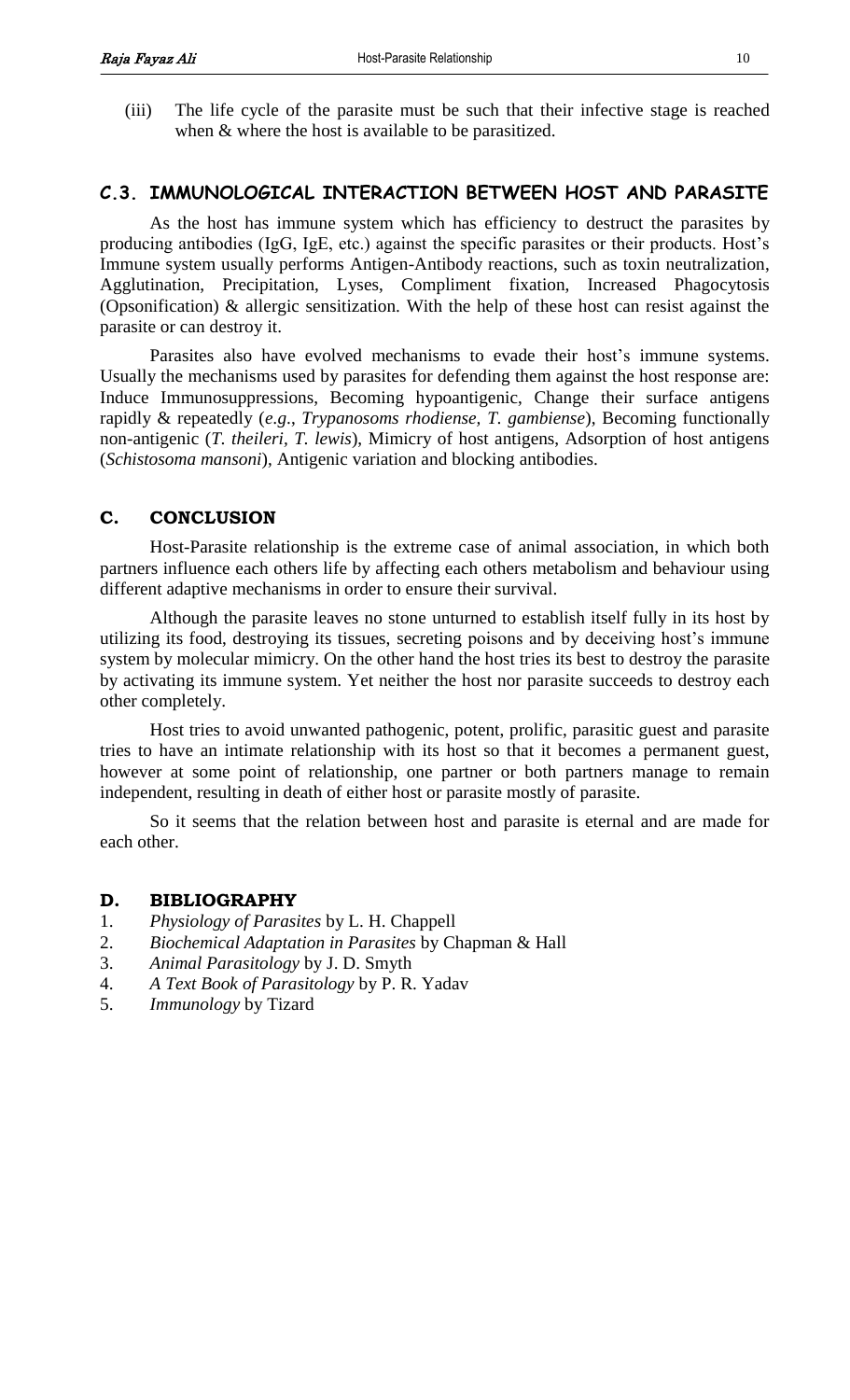(iii) The life cycle of the parasite must be such that their infective stage is reached when & where the host is available to be parasitized.

## C.3. IMMUNOLOGICAL INTERACTION BETWEEN HOST AND PARASITE

As the host has immune system which has efficiency to destruct the parasites by producing antibodies (IgG, IgE, etc.) against the specific parasites or their products. Host's Immune system usually performs Antigen-Antibody reactions, such as toxin neutralization, Agglutination, Precipitation, Lyses, Compliment fixation, Increased Phagocytosis (Opsonification) & allergic sensitization. With the help of these host can resist against the parasite or can destroy it.

Parasites also have evolved mechanisms to evade their host's immune systems. Usually the mechanisms used by parasites for defending them against the host response are: Induce Immunosuppressions, Becoming hypoantigenic, Change their surface antigens rapidly & repeatedly (*e.g*., *Trypanosoms rhodiense, T. gambiense*), Becoming functionally non-antigenic (*T. theileri, T. lewis*), Mimicry of host antigens, Adsorption of host antigens (*Schistosoma mansoni*), Antigenic variation and blocking antibodies.

## C. CONCLUSION

Host-Parasite relationship is the extreme case of animal association, in which both partners influence each others life by affecting each others metabolism and behaviour using different adaptive mechanisms in order to ensure their survival.

Although the parasite leaves no stone unturned to establish itself fully in its host by utilizing its food, destroying its tissues, secreting poisons and by deceiving host's immune system by molecular mimicry. On the other hand the host tries its best to destroy the parasite by activating its immune system. Yet neither the host nor parasite succeeds to destroy each other completely.

Host tries to avoid unwanted pathogenic, potent, prolific, parasitic guest and parasite tries to have an intimate relationship with its host so that it becomes a permanent guest, however at some point of relationship, one partner or both partners manage to remain independent, resulting in death of either host or parasite mostly of parasite.

So it seems that the relation between host and parasite is eternal and are made for each other.

## D. BIBLIOGRAPHY

1. *Physiology of Parasites* by L. H. Chappell
2. *Biochemical Adaptation in Parasites* by Chapman & Hall
3. *Animal Parasitology* by J. D. Smyth
4. *A Text Book of Parasitology* by P. R. Yadav
5. *Immunology* by Tizard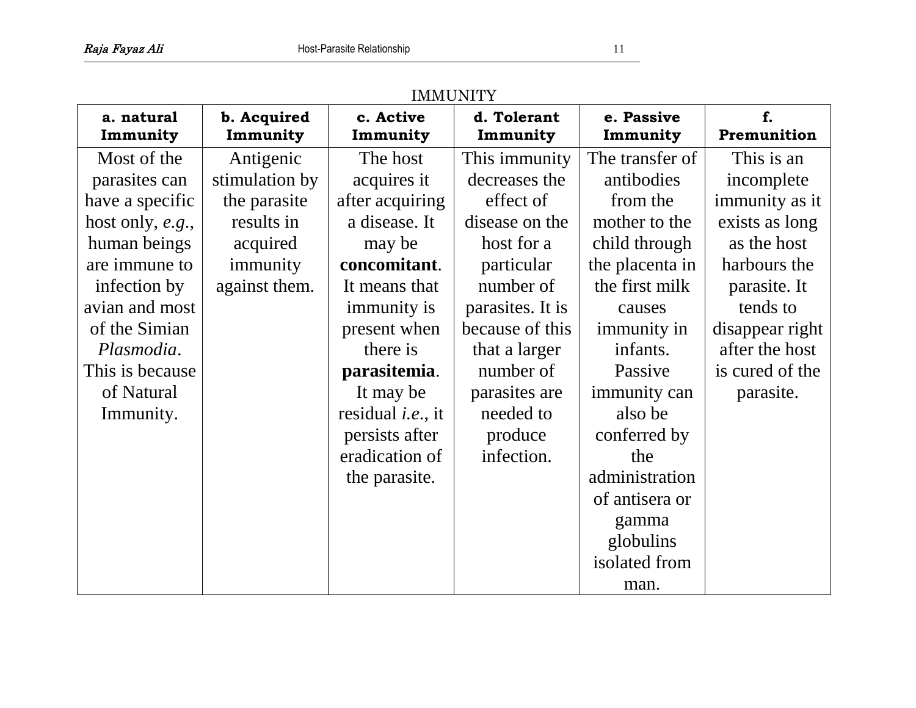IMMUNITY

| **a. natural Immunity** | **b. Acquired Immunity** | **c. Active Immunity** | **d. Tolerant Immunity** | **e. Passive Immunity** | **f. Premunition** |
|---|---|---|---|---|---|
| Most of the parasites can have a specific host only, *e.g.*, human beings are immune to infection by avian and most of the Simian *Plasmodia*. This is because of Natural Immunity. | Antigenic stimulation by the parasite results in acquired immunity against them. | The host acquires it after acquiring a disease. It may be **concomitant**. It means that immunity is present when there is **parasitemia**. It may be residual *i.e.*, it persists after eradication of the parasite. | This immunity decreases the effect of disease on the host for a particular number of parasites. It is because of this that a larger number of parasites are needed to produce infection. | The transfer of antibodies from the mother to the child through the placenta in the first milk causes immunity in infants. Passive immunity can also be conferred by the administration of antisera or gamma globulins isolated from man. | This is an incomplete immunity as it exists as long as the host harbours the parasite. It tends to disappear right after the host is cured of the parasite. |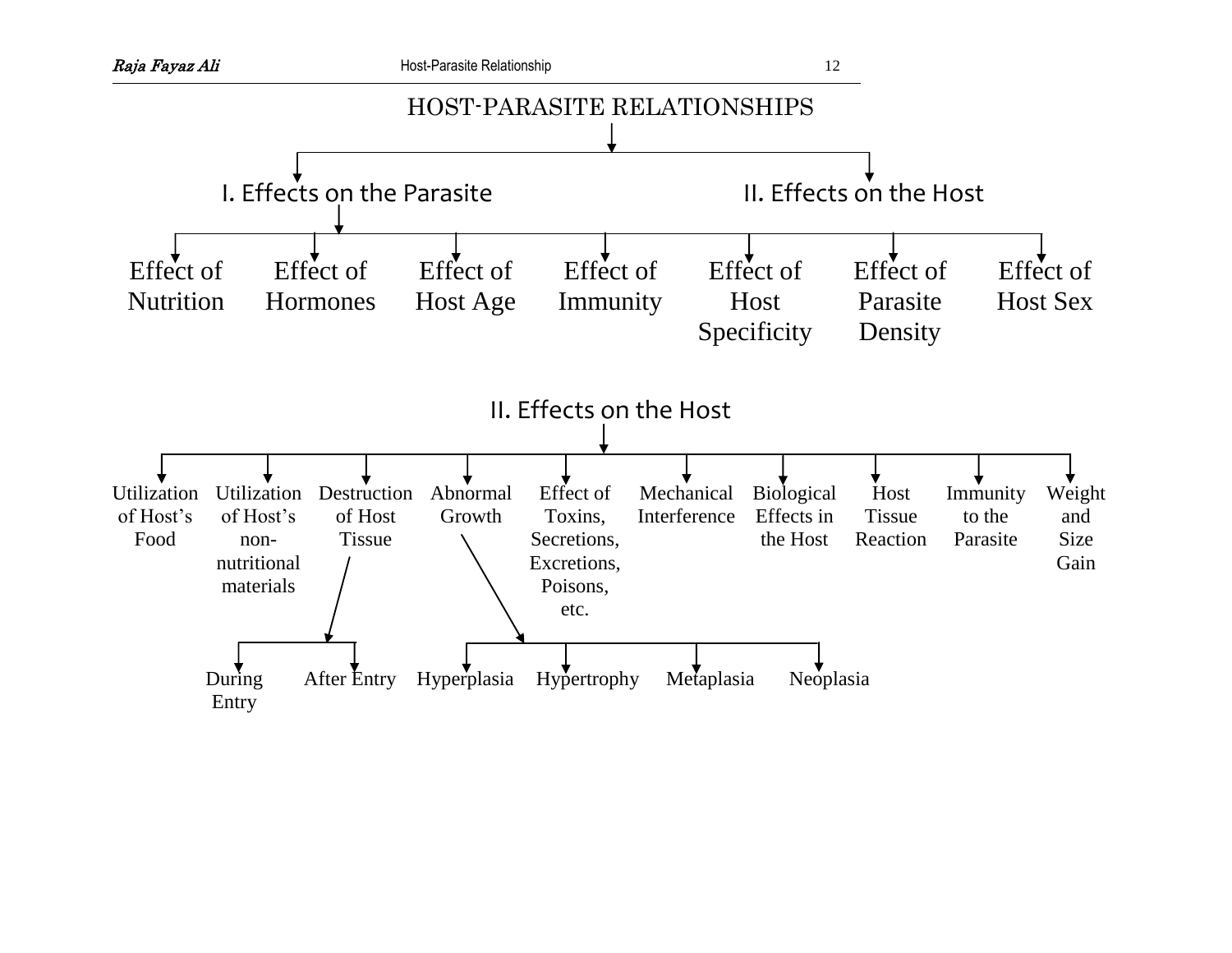# HOST-PARASITE RELATIONSHIPS

I. Effects on the Parasite

II. Effects on the Host

- Effect of Nutrition
- Effect of Hormones
- Effect of Host Age
- Effect of Immunity
- Effect of Host Specificity
- Effect of Parasite Density
- Effect of Host Sex

## II. Effects on the Host

- Utilization of Host's Food
- Utilization of Host's non-nutritional materials
- Destruction of Host Tissue
  - During Entry
  - After Entry
- Abnormal Growth
  - Hyperplasia
  - Hypertrophy
  - Metaplasia
  - Neoplasia
- Effect of Toxins, Secretions, Excretions, Poisons, etc.
- Mechanical Interference
- Biological Effects in the Host
- Host Tissue Reaction
- Immunity to the Parasite
- Weight and Size Gain